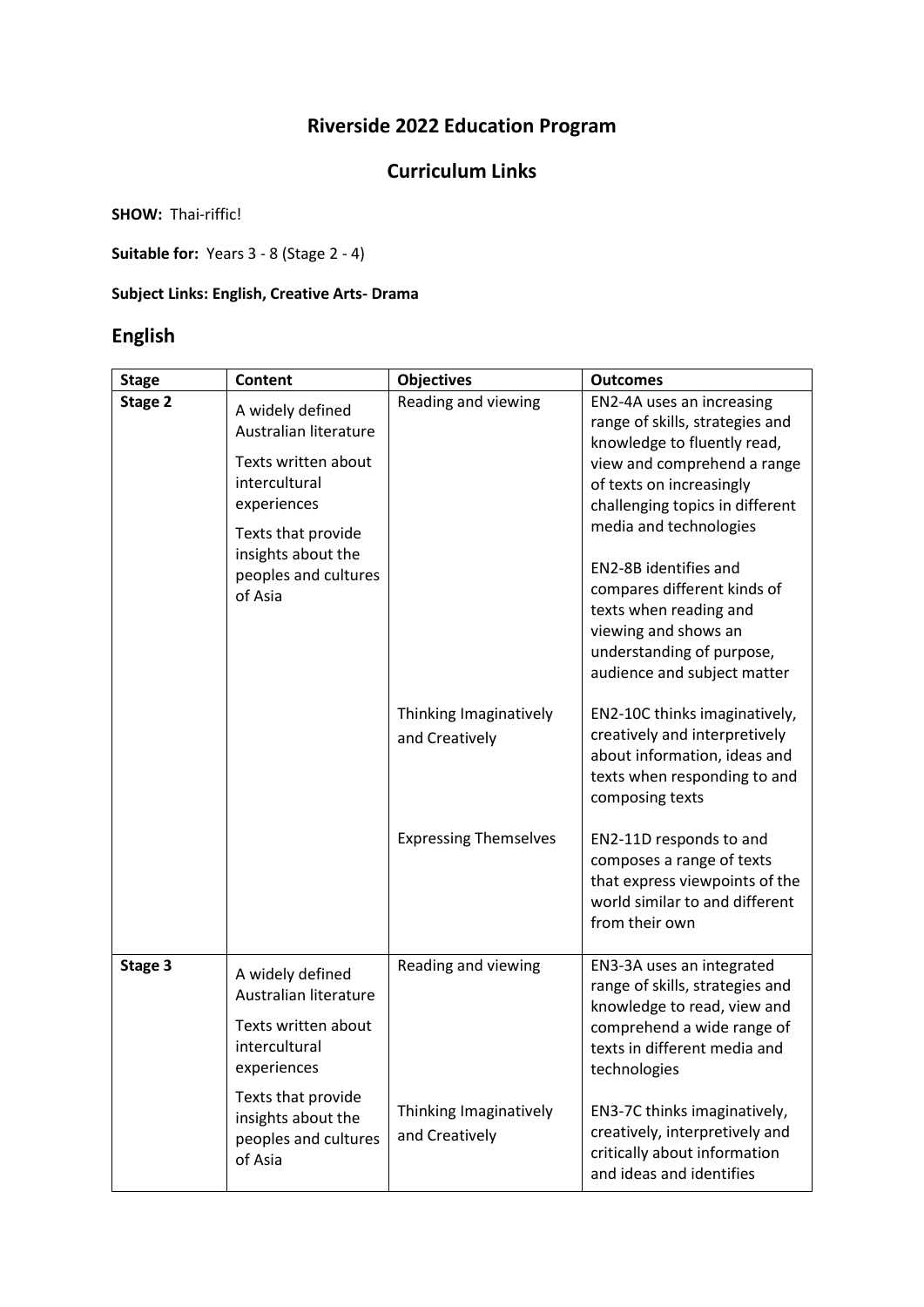# Riverside 2022 Education Program

## Curriculum Links

**SHOW:** Thai-riffic!

**Suitable for:** Years 3 - 8 (Stage 2 - 4)

**Subject Links: English, Creative Arts- Drama**

## English

| Stage | Content | Objectives | Outcomes |
|---|---|---|---|
| **Stage 2** | A widely defined Australian literature<br><br>Texts written about intercultural experiences<br><br>Texts that provide insights about the peoples and cultures of Asia | Reading and viewing | EN2-4A uses an increasing range of skills, strategies and knowledge to fluently read, view and comprehend a range of texts on increasingly challenging topics in different media and technologies<br><br>EN2-8B identifies and compares different kinds of texts when reading and viewing and shows an understanding of purpose, audience and subject matter |
| | | Thinking Imaginatively and Creatively | EN2-10C thinks imaginatively, creatively and interpretively about information, ideas and texts when responding to and composing texts |
| | | Expressing Themselves | EN2-11D responds to and composes a range of texts that express viewpoints of the world similar to and different from their own |
| **Stage 3** | A widely defined Australian literature<br><br>Texts written about intercultural experiences<br><br>Texts that provide insights about the peoples and cultures of Asia | Reading and viewing | EN3-3A uses an integrated range of skills, strategies and knowledge to read, view and comprehend a wide range of texts in different media and technologies |
| | | Thinking Imaginatively and Creatively | EN3-7C thinks imaginatively, creatively, interpretively and critically about information and ideas and identifies |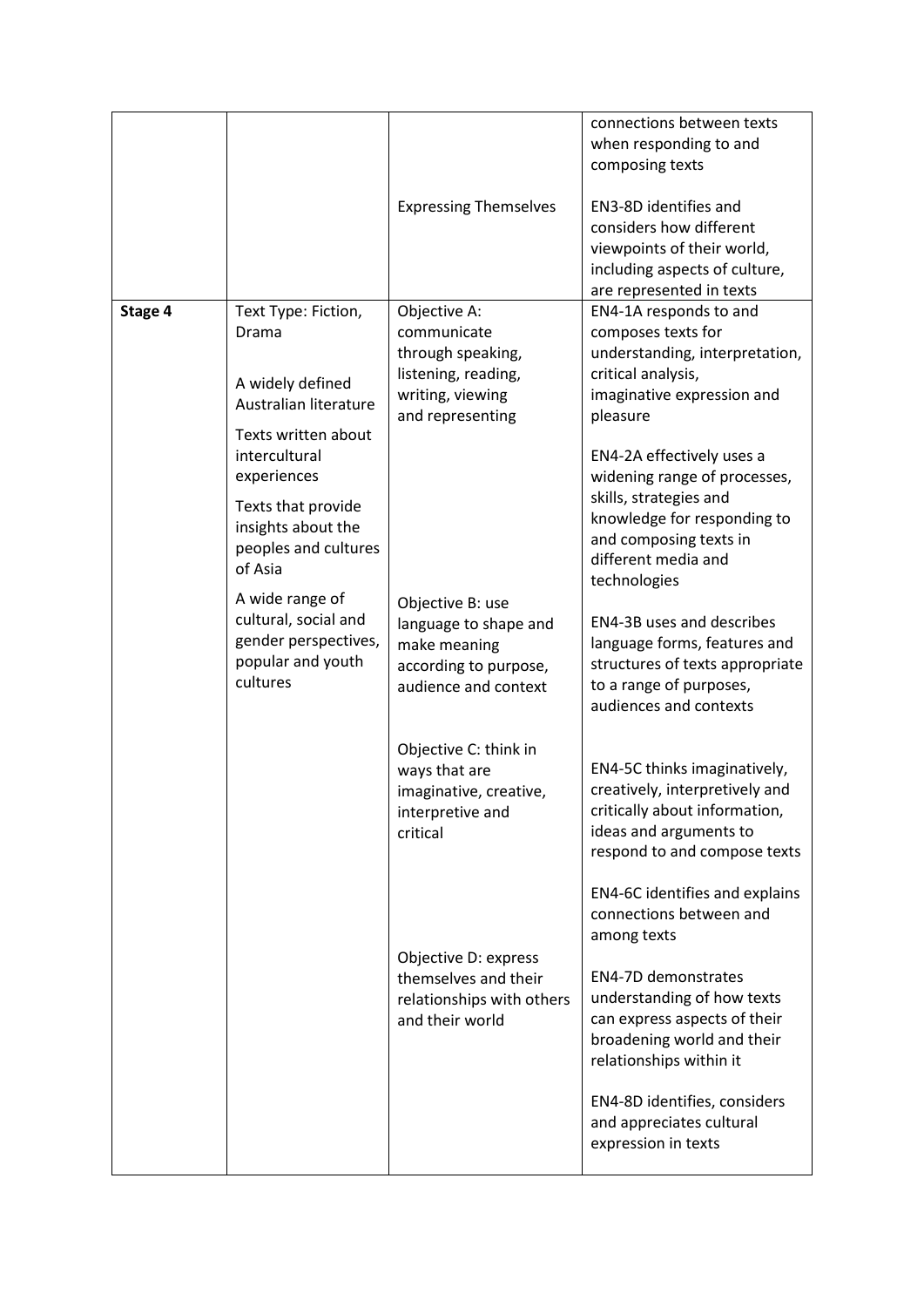| | | | |
|---|---|---|---|
| | | | connections between texts when responding to and composing texts |
| | | Expressing Themselves | EN3-8D identifies and considers how different viewpoints of their world, including aspects of culture, are represented in texts |
| **Stage 4** | Text Type: Fiction, Drama<br><br>A widely defined Australian literature<br><br>Texts written about intercultural experiences<br><br>Texts that provide insights about the peoples and cultures of Asia<br><br>A wide range of cultural, social and gender perspectives, popular and youth cultures | Objective A: communicate through speaking, listening, reading, writing, viewing and representing | EN4-1A responds to and composes texts for understanding, interpretation, critical analysis, imaginative expression and pleasure<br><br>EN4-2A effectively uses a widening range of processes, skills, strategies and knowledge for responding to and composing texts in different media and technologies |
| | | Objective B: use language to shape and make meaning according to purpose, audience and context | EN4-3B uses and describes language forms, features and structures of texts appropriate to a range of purposes, audiences and contexts |
| | | Objective C: think in ways that are imaginative, creative, interpretive and critical | EN4-5C thinks imaginatively, creatively, interpretively and critically about information, ideas and arguments to respond to and compose texts<br><br>EN4-6C identifies and explains connections between and among texts |
| | | Objective D: express themselves and their relationships with others and their world | EN4-7D demonstrates understanding of how texts can express aspects of their broadening world and their relationships within it<br><br>EN4-8D identifies, considers and appreciates cultural expression in texts |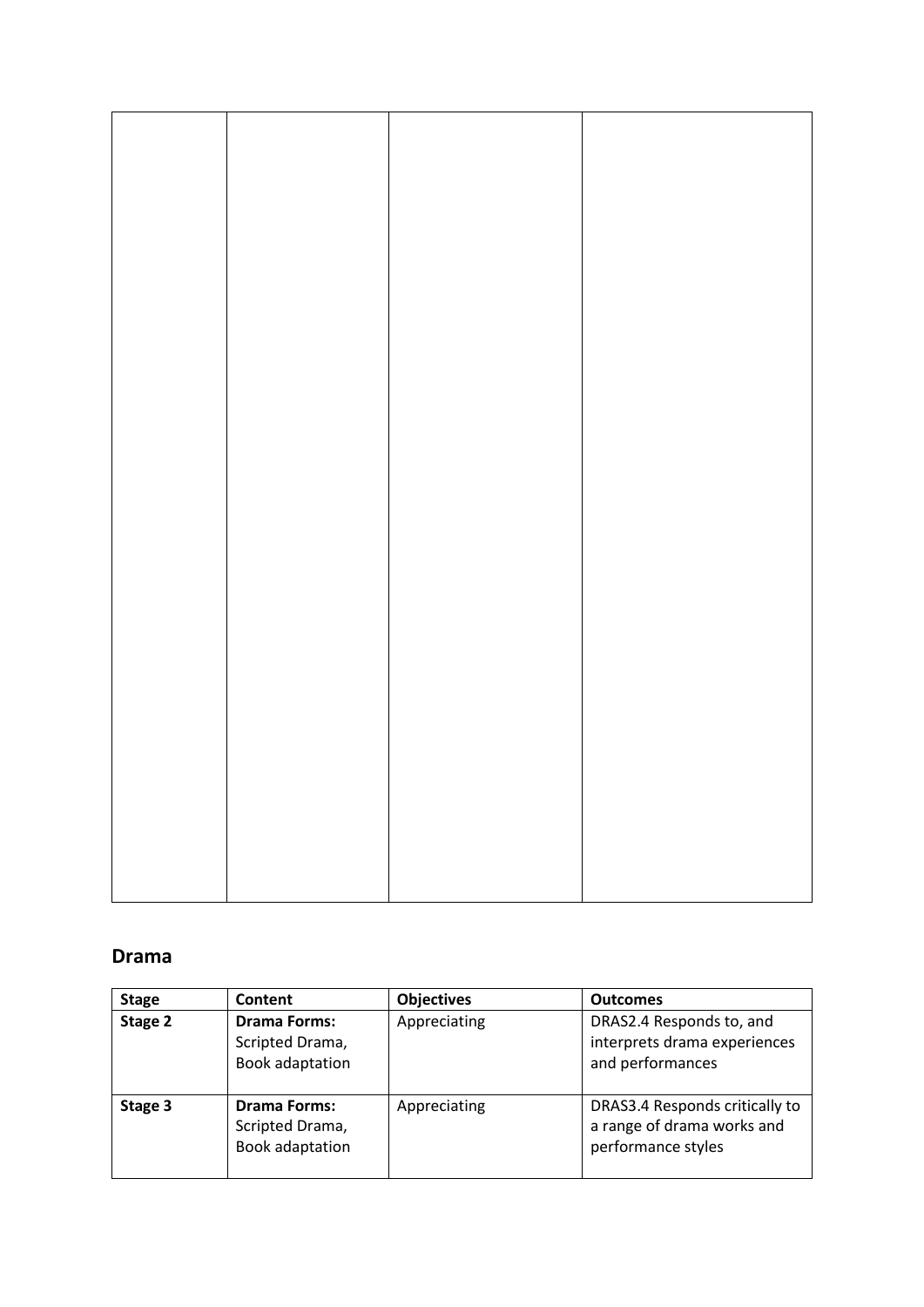## Drama

| Stage | Content | Objectives | Outcomes |
|---|---|---|---|
| **Stage 2** | **Drama Forms:** Scripted Drama, Book adaptation | Appreciating | DRAS2.4 Responds to, and interprets drama experiences and performances |
| **Stage 3** | **Drama Forms:** Scripted Drama, Book adaptation | Appreciating | DRAS3.4 Responds critically to a range of drama works and performance styles |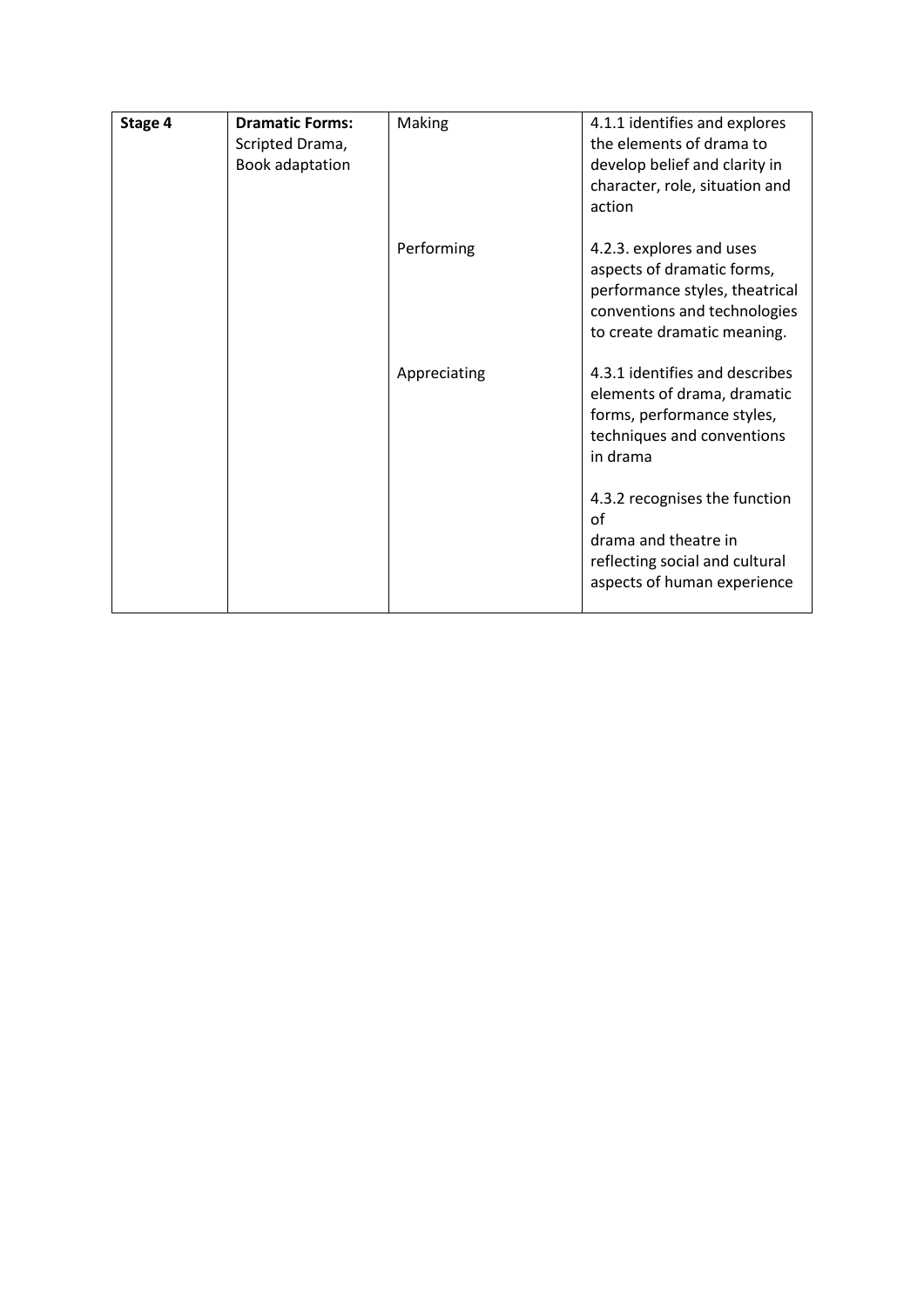| | | | |
|---|---|---|---|
| **Stage 4** | **Dramatic Forms:** Scripted Drama, Book adaptation | Making | 4.1.1 identifies and explores the elements of drama to develop belief and clarity in character, role, situation and action |
| | | Performing | 4.2.3. explores and uses aspects of dramatic forms, performance styles, theatrical conventions and technologies to create dramatic meaning. |
| | | Appreciating | 4.3.1 identifies and describes elements of drama, dramatic forms, performance styles, techniques and conventions in drama |
| | | | 4.3.2 recognises the function of drama and theatre in reflecting social and cultural aspects of human experience |